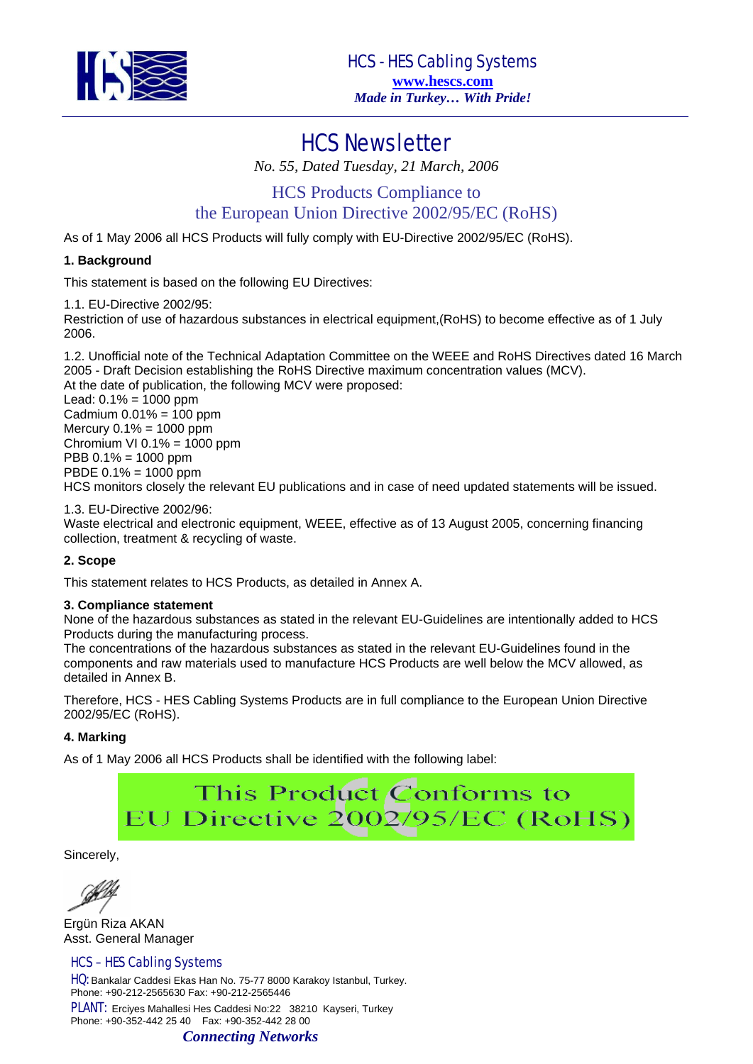HCS - HES Cabling Systems
www.hescs.com
*Made in Turkey… With Pride!*

# HCS Newsletter

*No. 55, Dated Tuesday, 21 March, 2006*

## HCS Products Compliance to the European Union Directive 2002/95/EC (RoHS)

As of 1 May 2006 all HCS Products will fully comply with EU-Directive 2002/95/EC (RoHS).

**1. Background**

This statement is based on the following EU Directives:

1.1. EU-Directive 2002/95:
Restriction of use of hazardous substances in electrical equipment,(RoHS) to become effective as of 1 July 2006.

1.2. Unofficial note of the Technical Adaptation Committee on the WEEE and RoHS Directives dated 16 March 2005 - Draft Decision establishing the RoHS Directive maximum concentration values (MCV).
At the date of publication, the following MCV were proposed:
Lead: 0.1% = 1000 ppm
Cadmium 0.01% = 100 ppm
Mercury 0.1% = 1000 ppm
Chromium VI 0.1% = 1000 ppm
PBB 0.1% = 1000 ppm
PBDE 0.1% = 1000 ppm
HCS monitors closely the relevant EU publications and in case of need updated statements will be issued.

1.3. EU-Directive 2002/96:
Waste electrical and electronic equipment, WEEE, effective as of 13 August 2005, concerning financing collection, treatment & recycling of waste.

**2. Scope**

This statement relates to HCS Products, as detailed in Annex A.

**3. Compliance statement**

None of the hazardous substances as stated in the relevant EU-Guidelines are intentionally added to HCS Products during the manufacturing process.
The concentrations of the hazardous substances as stated in the relevant EU-Guidelines found in the components and raw materials used to manufacture HCS Products are well below the MCV allowed, as detailed in Annex B.

Therefore, HCS - HES Cabling Systems Products are in full compliance to the European Union Directive 2002/95/EC (RoHS).

**4. Marking**

As of 1 May 2006 all HCS Products shall be identified with the following label:

This Product Conforms to
EU Directive 2002/95/EC (RoHS)

Sincerely,

Ergün Riza AKAN
Asst. General Manager

HCS – HES Cabling Systems
HQ: Bankalar Caddesi Ekas Han No. 75-77 8000 Karakoy Istanbul, Turkey.
Phone: +90-212-2565630 Fax: +90-212-2565446
PLANT: Erciyes Mahallesi Hes Caddesi No:22 38210 Kayseri, Turkey
Phone: +90-352-442 25 40 Fax: +90-352-442 28 00

*Connecting Networks*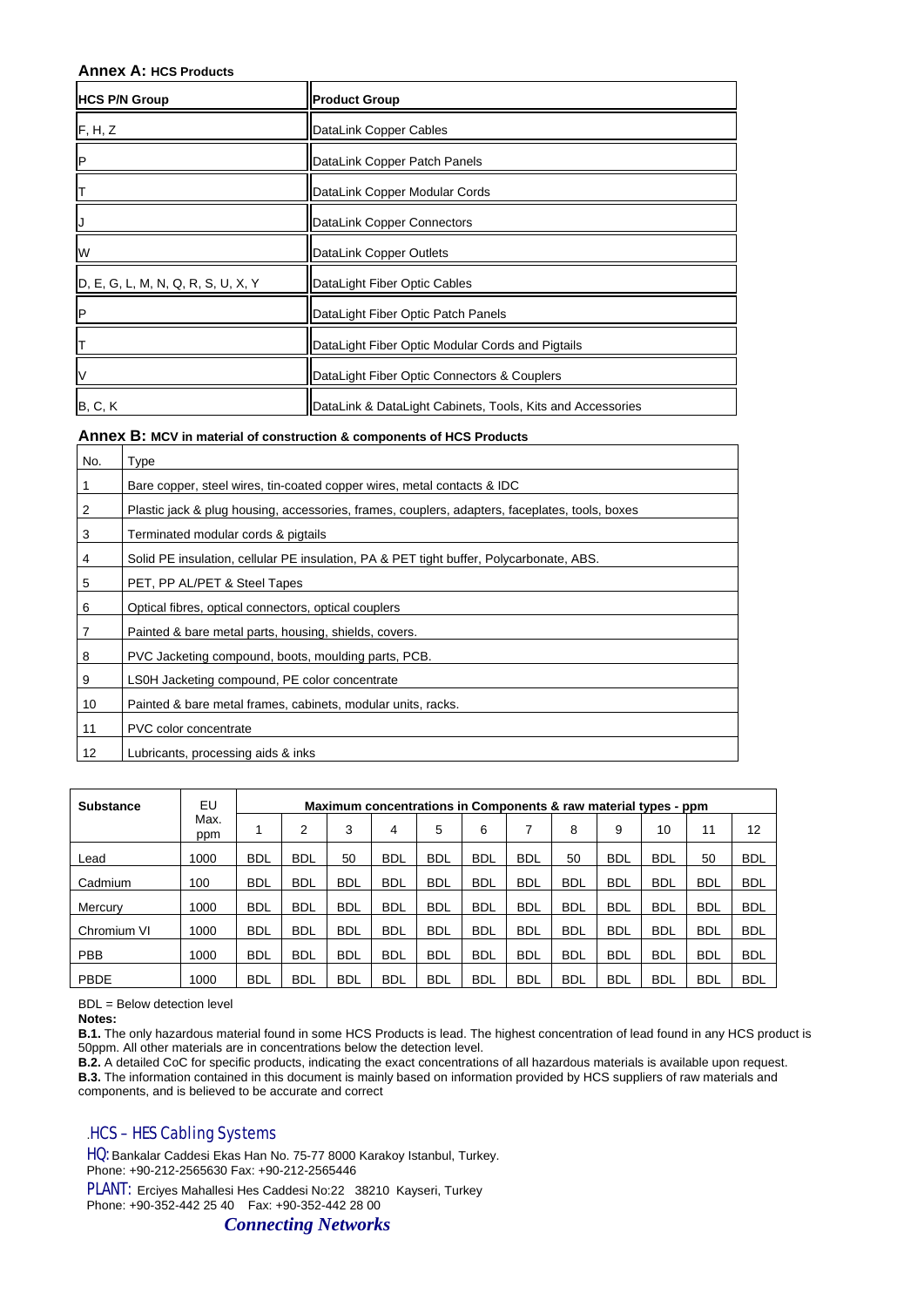**Annex A:** **HCS Products**

| HCS P/N Group | Product Group |
| --- | --- |
| F, H, Z | DataLink Copper Cables |
| P | DataLink Copper Patch Panels |
| T | DataLink Copper Modular Cords |
| J | DataLink Copper Connectors |
| W | DataLink Copper Outlets |
| D, E, G, L, M, N, Q, R, S, U, X, Y | DataLight Fiber Optic Cables |
| P | DataLight Fiber Optic Patch Panels |
| T | DataLight Fiber Optic Modular Cords and Pigtails |
| V | DataLight Fiber Optic Connectors & Couplers |
| B, C, K | DataLink & DataLight Cabinets, Tools, Kits and Accessories |

**Annex B:** **MCV in material of construction & components of HCS Products**

| No. | Type |
| --- | --- |
| 1 | Bare copper, steel wires, tin-coated copper wires, metal contacts & IDC |
| 2 | Plastic jack & plug housing, accessories, frames, couplers, adapters, faceplates, tools, boxes |
| 3 | Terminated modular cords & pigtails |
| 4 | Solid PE insulation, cellular PE insulation, PA & PET tight buffer, Polycarbonate, ABS. |
| 5 | PET, PP AL/PET & Steel Tapes |
| 6 | Optical fibres, optical connectors, optical couplers |
| 7 | Painted & bare metal parts, housing, shields, covers. |
| 8 | PVC Jacketing compound, boots, moulding parts, PCB. |
| 9 | LS0H Jacketing compound, PE color concentrate |
| 10 | Painted & bare metal frames, cabinets, modular units, racks. |
| 11 | PVC color concentrate |
| 12 | Lubricants, processing aids & inks |

| Substance | EU Max. ppm | Maximum concentrations in Components & raw material types - ppm | | | | | | | | | | | |
| --- | --- | --- | --- | --- | --- | --- | --- | --- | --- | --- | --- | --- | --- |
| | | 1 | 2 | 3 | 4 | 5 | 6 | 7 | 8 | 9 | 10 | 11 | 12 |
| Lead | 1000 | BDL | BDL | 50 | BDL | BDL | BDL | BDL | 50 | BDL | BDL | 50 | BDL |
| Cadmium | 100 | BDL | BDL | BDL | BDL | BDL | BDL | BDL | BDL | BDL | BDL | BDL | BDL |
| Mercury | 1000 | BDL | BDL | BDL | BDL | BDL | BDL | BDL | BDL | BDL | BDL | BDL | BDL |
| Chromium VI | 1000 | BDL | BDL | BDL | BDL | BDL | BDL | BDL | BDL | BDL | BDL | BDL | BDL |
| PBB | 1000 | BDL | BDL | BDL | BDL | BDL | BDL | BDL | BDL | BDL | BDL | BDL | BDL |
| PBDE | 1000 | BDL | BDL | BDL | BDL | BDL | BDL | BDL | BDL | BDL | BDL | BDL | BDL |

BDL = Below detection level

**Notes:**

**B.1.** The only hazardous material found in some HCS Products is lead. The highest concentration of lead found in any HCS product is 50ppm. All other materials are in concentrations below the detection level.

**B.2.** A detailed CoC for specific products, indicating the exact concentrations of all hazardous materials is available upon request.

**B.3.** The information contained in this document is mainly based on information provided by HCS suppliers of raw materials and components, and is believed to be accurate and correct

.HCS – HES Cabling Systems

HQ: Bankalar Caddesi Ekas Han No. 75-77 8000 Karakoy Istanbul, Turkey.
Phone: +90-212-2565630 Fax: +90-212-2565446

PLANT: Erciyes Mahallesi Hes Caddesi No:22 38210 Kayseri, Turkey
Phone: +90-352-442 25 40 Fax: +90-352-442 28 00

***Connecting Networks***